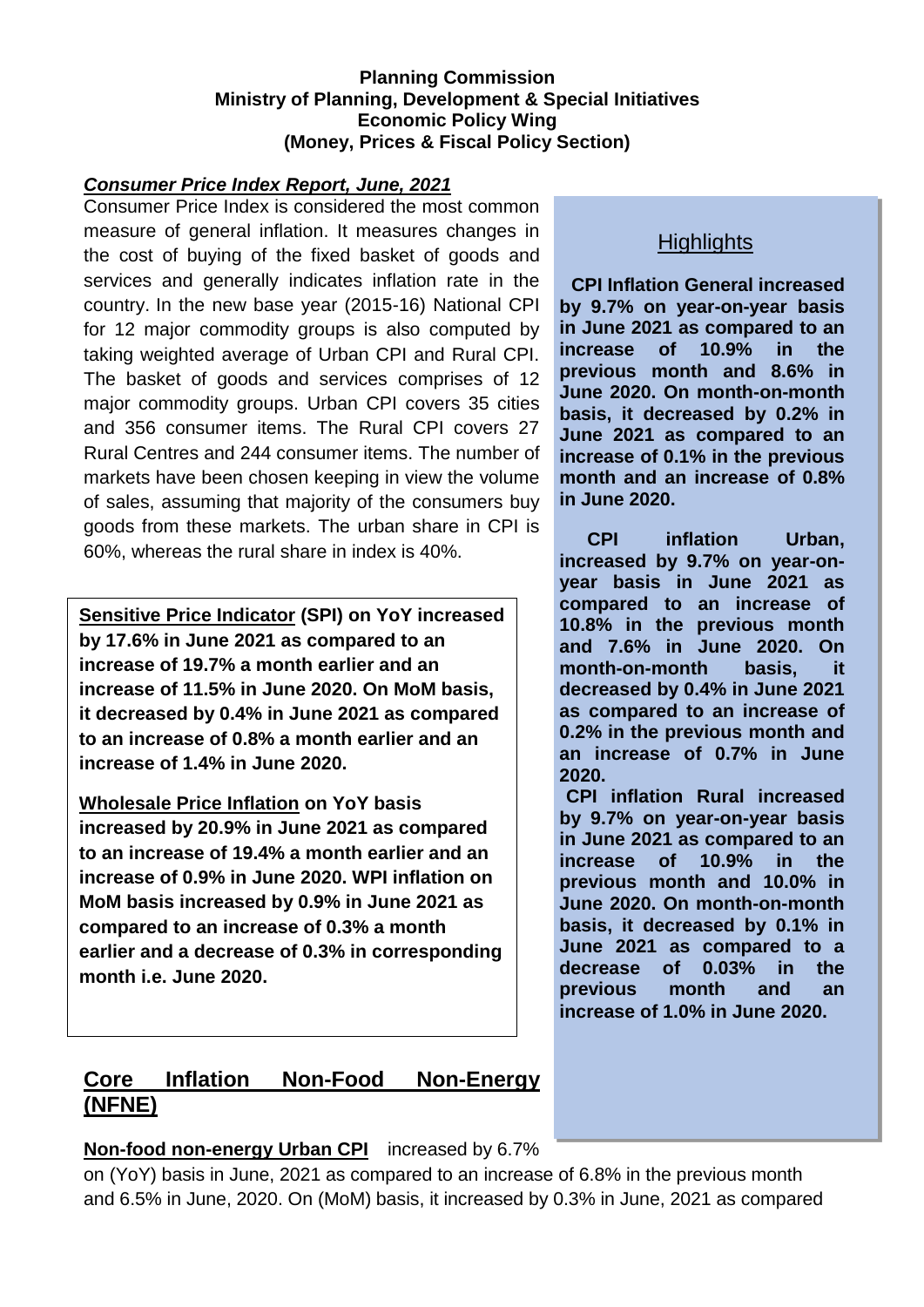**Planning Commission**
**Ministry of Planning, Development & Special Initiatives**
**Economic Policy Wing**
**(Money, Prices & Fiscal Policy Section)**

***Consumer Price Index Report, June, 2021***

Consumer Price Index is considered the most common measure of general inflation. It measures changes in the cost of buying of the fixed basket of goods and services and generally indicates inflation rate in the country. In the new base year (2015-16) National CPI for 12 major commodity groups is also computed by taking weighted average of Urban CPI and Rural CPI. The basket of goods and services comprises of 12 major commodity groups. Urban CPI covers 35 cities and 356 consumer items. The Rural CPI covers 27 Rural Centres and 244 consumer items. The number of markets have been chosen keeping in view the volume of sales, assuming that majority of the consumers buy goods from these markets. The urban share in CPI is 60%, whereas the rural share in index is 40%.

## Highlights

**CPI Inflation General increased by 9.7% on year-on-year basis in June 2021 as compared to an increase of 10.9% in the previous month and 8.6% in June 2020. On month-on-month basis, it decreased by 0.2% in June 2021 as compared to an increase of 0.1% in the previous month and an increase of 0.8% in June 2020.**

**CPI inflation Urban, increased by 9.7% on year-on-year basis in June 2021 as compared to an increase of 10.8% in the previous month and 7.6% in June 2020. On month-on-month basis, it decreased by 0.4% in June 2021 as compared to an increase of 0.2% in the previous month and an increase of 0.7% in June 2020.**

**CPI inflation Rural increased by 9.7% on year-on-year basis in June 2021 as compared to an increase of 10.9% in the previous month and 10.0% in June 2020. On month-on-month basis, it decreased by 0.1% in June 2021 as compared to a decrease of 0.03% in the previous month and an increase of 1.0% in June 2020.**

**<u>Sensitive Price Indicator</u> (SPI) on YoY increased by 17.6% in June 2021 as compared to an increase of 19.7% a month earlier and an increase of 11.5% in June 2020. On MoM basis, it decreased by 0.4% in June 2021 as compared to an increase of 0.8% a month earlier and an increase of 1.4% in June 2020.**

**<u>Wholesale Price Inflation</u> on YoY basis increased by 20.9% in June 2021 as compared to an increase of 19.4% a month earlier and an increase of 0.9% in June 2020. WPI inflation on MoM basis increased by 0.9% in June 2021 as compared to an increase of 0.3% a month earlier and a decrease of 0.3% in corresponding month i.e. June 2020.**

## <u>Core Inflation Non-Food Non-Energy (NFNE)</u>

**<u>Non-food non-energy Urban CPI</u>** increased by 6.7% on (YoY) basis in June, 2021 as compared to an increase of 6.8% in the previous month and 6.5% in June, 2020. On (MoM) basis, it increased by 0.3% in June, 2021 as compared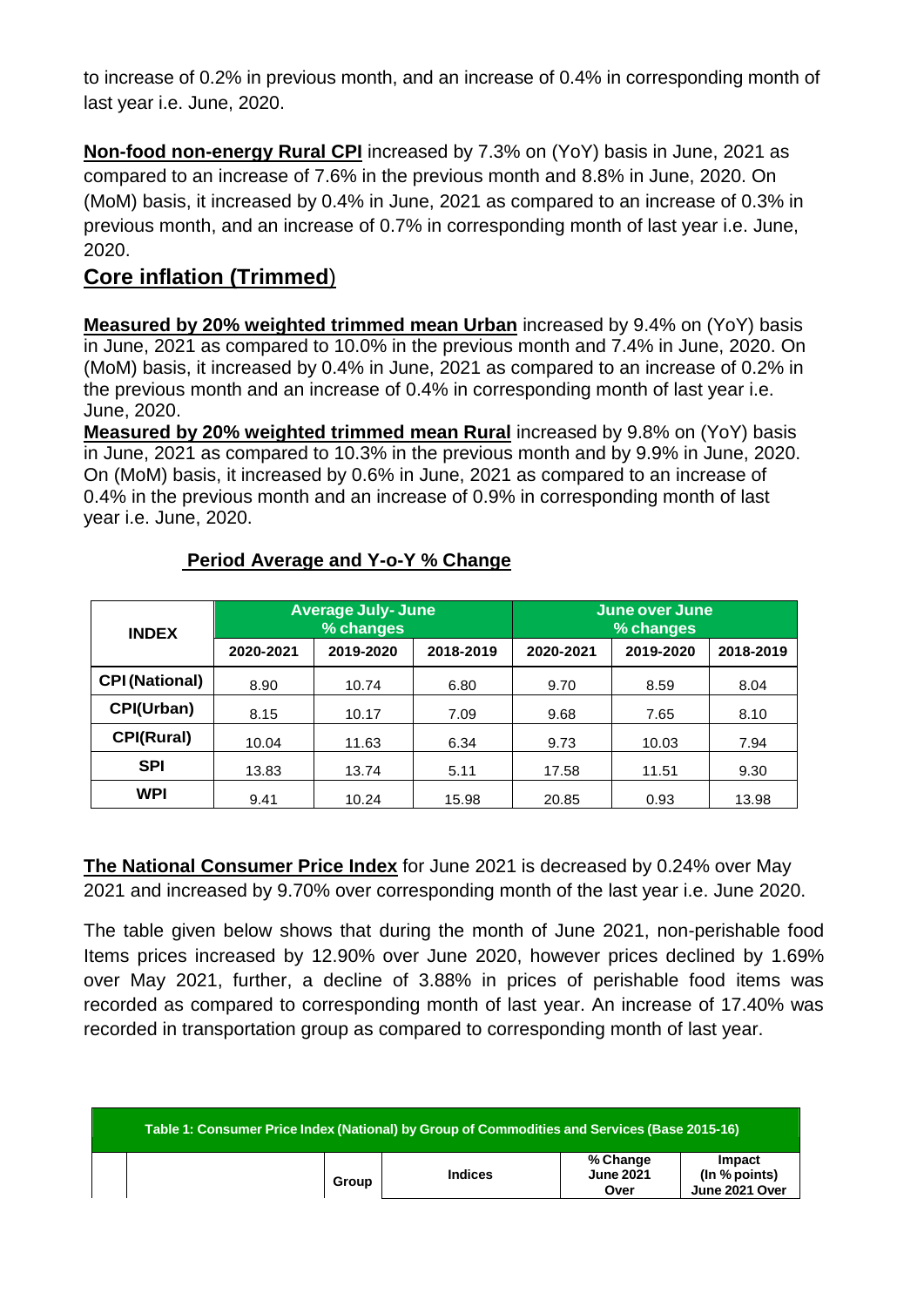to increase of 0.2% in previous month, and an increase of 0.4% in corresponding month of last year i.e. June, 2020.

**Non-food non-energy Rural CPI** increased by 7.3% on (YoY) basis in June, 2021 as compared to an increase of 7.6% in the previous month and 8.8% in June, 2020. On (MoM) basis, it increased by 0.4% in June, 2021 as compared to an increase of 0.3% in previous month, and an increase of 0.7% in corresponding month of last year i.e. June, 2020.

## Core inflation (Trimmed)

**Measured by 20% weighted trimmed mean Urban** increased by 9.4% on (YoY) basis in June, 2021 as compared to 10.0% in the previous month and 7.4% in June, 2020. On (MoM) basis, it increased by 0.4% in June, 2021 as compared to an increase of 0.2% in the previous month and an increase of 0.4% in corresponding month of last year i.e. June, 2020.

**Measured by 20% weighted trimmed mean Rural** increased by 9.8% on (YoY) basis in June, 2021 as compared to 10.3% in the previous month and by 9.9% in June, 2020. On (MoM) basis, it increased by 0.6% in June, 2021 as compared to an increase of 0.4% in the previous month and an increase of 0.9% in corresponding month of last year i.e. June, 2020.

### Period Average and Y-o-Y % Change

| INDEX | Average July- June % changes | | | June over June % changes | | |
|---|---|---|---|---|---|---|
| | 2020-2021 | 2019-2020 | 2018-2019 | 2020-2021 | 2019-2020 | 2018-2019 |
| CPI (National) | 8.90 | 10.74 | 6.80 | 9.70 | 8.59 | 8.04 |
| CPI(Urban) | 8.15 | 10.17 | 7.09 | 9.68 | 7.65 | 8.10 |
| CPI(Rural) | 10.04 | 11.63 | 6.34 | 9.73 | 10.03 | 7.94 |
| SPI | 13.83 | 13.74 | 5.11 | 17.58 | 11.51 | 9.30 |
| WPI | 9.41 | 10.24 | 15.98 | 20.85 | 0.93 | 13.98 |

**The National Consumer Price Index** for June 2021 is decreased by 0.24% over May 2021 and increased by 9.70% over corresponding month of the last year i.e. June 2020.

The table given below shows that during the month of June 2021, non-perishable food Items prices increased by 12.90% over June 2020, however prices declined by 1.69% over May 2021, further, a decline of 3.88% in prices of perishable food items was recorded as compared to corresponding month of last year. An increase of 17.40% was recorded in transportation group as compared to corresponding month of last year.

| Table 1: Consumer Price Index (National) by Group of Commodities and Services (Base 2015-16) | | | | | |
|---|---|---|---|---|---|
| | | Group | Indices | % Change June 2021 Over | Impact (In % points) June 2021 Over |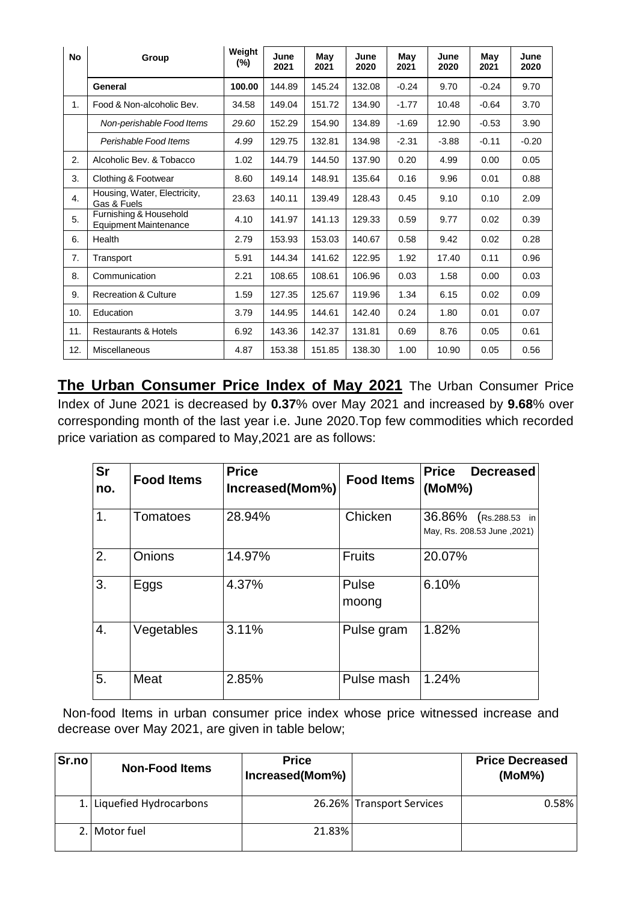| No | Group | Weight (%) | June 2021 | May 2021 | June 2020 | May 2021 | June 2020 | May 2021 | June 2020 |
|---|---|---|---|---|---|---|---|---|---|
| | **General** | **100.00** | 144.89 | 145.24 | 132.08 | -0.24 | 9.70 | -0.24 | 9.70 |
| 1. | Food & Non-alcoholic Bev. | 34.58 | 149.04 | 151.72 | 134.90 | -1.77 | 10.48 | -0.64 | 3.70 |
| | *Non-perishable Food Items* | *29.60* | 152.29 | 154.90 | 134.89 | -1.69 | 12.90 | -0.53 | 3.90 |
| | *Perishable Food Items* | *4.99* | 129.75 | 132.81 | 134.98 | -2.31 | -3.88 | -0.11 | -0.20 |
| 2. | Alcoholic Bev. & Tobacco | 1.02 | 144.79 | 144.50 | 137.90 | 0.20 | 4.99 | 0.00 | 0.05 |
| 3. | Clothing & Footwear | 8.60 | 149.14 | 148.91 | 135.64 | 0.16 | 9.96 | 0.01 | 0.88 |
| 4. | Housing, Water, Electricity, Gas & Fuels | 23.63 | 140.11 | 139.49 | 128.43 | 0.45 | 9.10 | 0.10 | 2.09 |
| 5. | Furnishing & Household Equipment Maintenance | 4.10 | 141.97 | 141.13 | 129.33 | 0.59 | 9.77 | 0.02 | 0.39 |
| 6. | Health | 2.79 | 153.93 | 153.03 | 140.67 | 0.58 | 9.42 | 0.02 | 0.28 |
| 7. | Transport | 5.91 | 144.34 | 141.62 | 122.95 | 1.92 | 17.40 | 0.11 | 0.96 |
| 8. | Communication | 2.21 | 108.65 | 108.61 | 106.96 | 0.03 | 1.58 | 0.00 | 0.03 |
| 9. | Recreation & Culture | 1.59 | 127.35 | 125.67 | 119.96 | 1.34 | 6.15 | 0.02 | 0.09 |
| 10. | Education | 3.79 | 144.95 | 144.61 | 142.40 | 0.24 | 1.80 | 0.01 | 0.07 |
| 11. | Restaurants & Hotels | 6.92 | 143.36 | 142.37 | 131.81 | 0.69 | 8.76 | 0.05 | 0.61 |
| 12. | Miscellaneous | 4.87 | 153.38 | 151.85 | 138.30 | 1.00 | 10.90 | 0.05 | 0.56 |

**The Urban Consumer Price Index of May 2021** The Urban Consumer Price Index of June 2021 is decreased by **0.37**% over May 2021 and increased by **9.68**% over corresponding month of the last year i.e. June 2020.Top few commodities which recorded price variation as compared to May,2021 are as follows:

| Sr no. | Food Items | Price Increased(Mom%) | Food Items | Price Decreased (MoM%) |
|---|---|---|---|---|
| 1. | Tomatoes | 28.94% | Chicken | 36.86% (Rs.288.53 in May, Rs. 208.53 June ,2021) |
| 2. | Onions | 14.97% | Fruits | 20.07% |
| 3. | Eggs | 4.37% | Pulse moong | 6.10% |
| 4. | Vegetables | 3.11% | Pulse gram | 1.82% |
| 5. | Meat | 2.85% | Pulse mash | 1.24% |

Non-food Items in urban consumer price index whose price witnessed increase and decrease over May 2021, are given in table below;

| Sr.no | Non-Food Items | Price Increased(Mom%) | | Price Decreased (MoM%) |
|---|---|---|---|---|
| 1. | Liquefied Hydrocarbons | 26.26% | Transport Services | 0.58% |
| 2. | Motor fuel | 21.83% | | |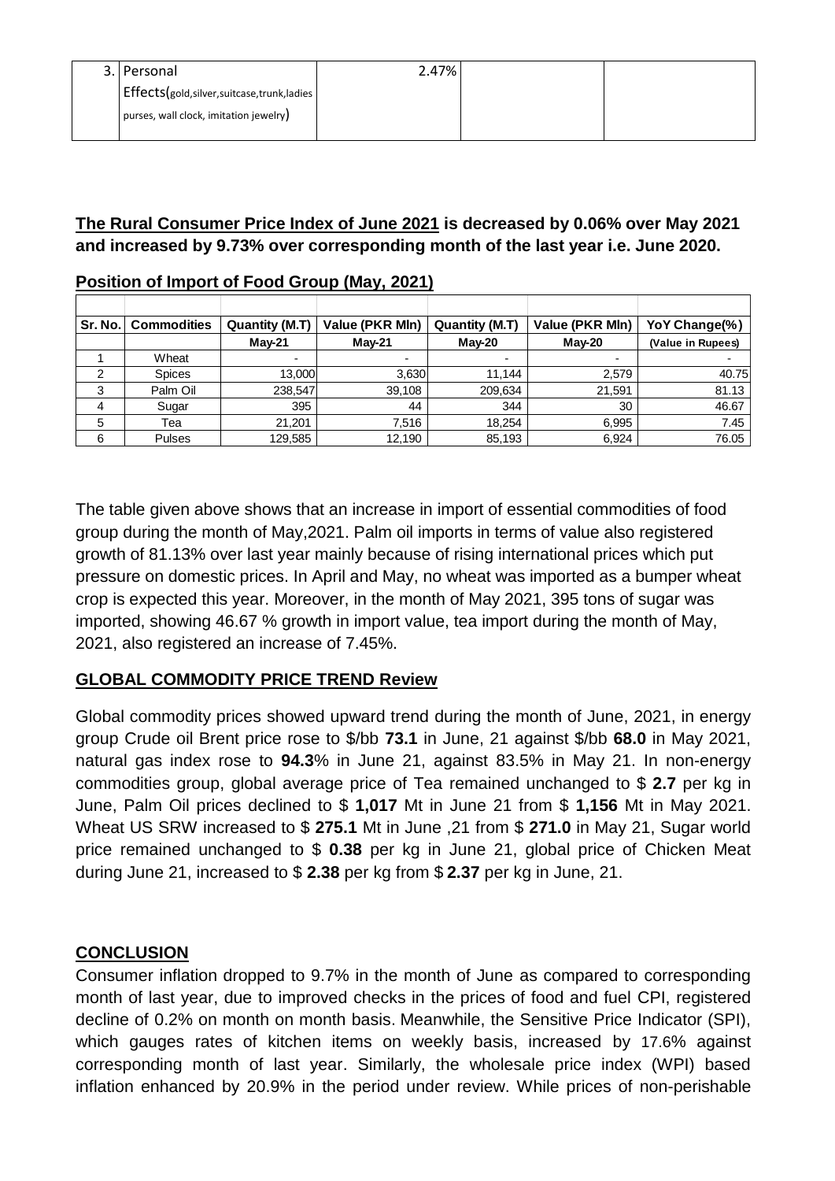| 3. | Personal Effects(gold,silver,suitcase,trunk,ladies purses, wall clock, imitation jewelry) | 2.47% | | |
|---|---|---|---|---|

**The Rural Consumer Price Index of June 2021 is decreased by 0.06% over May 2021 and increased by 9.73% over corresponding month of the last year i.e. June 2020.**

## Position of Import of Food Group (May, 2021)

| Sr. No. | Commodities | Quantity (M.T) | Value (PKR Mln) | Quantity (M.T) | Value (PKR Mln) | YoY Change(%) |
|---|---|---|---|---|---|---|
| | | May-21 | May-21 | May-20 | May-20 | (Value in Rupees) |
| 1 | Wheat | - | - | - | - | - |
| 2 | Spices | 13,000 | 3,630 | 11,144 | 2,579 | 40.75 |
| 3 | Palm Oil | 238,547 | 39,108 | 209,634 | 21,591 | 81.13 |
| 4 | Sugar | 395 | 44 | 344 | 30 | 46.67 |
| 5 | Tea | 21,201 | 7,516 | 18,254 | 6,995 | 7.45 |
| 6 | Pulses | 129,585 | 12,190 | 85,193 | 6,924 | 76.05 |

The table given above shows that an increase in import of essential commodities of food group during the month of May,2021. Palm oil imports in terms of value also registered growth of 81.13% over last year mainly because of rising international prices which put pressure on domestic prices. In April and May, no wheat was imported as a bumper wheat crop is expected this year. Moreover, in the month of May 2021, 395 tons of sugar was imported, showing 46.67 % growth in import value, tea import during the month of May, 2021, also registered an increase of 7.45%.

## GLOBAL COMMODITY PRICE TREND Review

Global commodity prices showed upward trend during the month of June, 2021, in energy group Crude oil Brent price rose to $/bb **73.1** in June, 21 against $/bb **68.0** in May 2021, natural gas index rose to **94.3**% in June 21, against 83.5% in May 21. In non-energy commodities group, global average price of Tea remained unchanged to $ **2.7** per kg in June, Palm Oil prices declined to $ **1,017** Mt in June 21 from $ **1,156** Mt in May 2021. Wheat US SRW increased to $ **275.1** Mt in June ,21 from $ **271.0** in May 21, Sugar world price remained unchanged to $ **0.38** per kg in June 21, global price of Chicken Meat during June 21, increased to $ **2.38** per kg from $ **2.37** per kg in June, 21.

## CONCLUSION

Consumer inflation dropped to 9.7% in the month of June as compared to corresponding month of last year, due to improved checks in the prices of food and fuel CPI, registered decline of 0.2% on month on month basis. Meanwhile, the Sensitive Price Indicator (SPI), which gauges rates of kitchen items on weekly basis, increased by 17.6% against corresponding month of last year. Similarly, the wholesale price index (WPI) based inflation enhanced by 20.9% in the period under review. While prices of non-perishable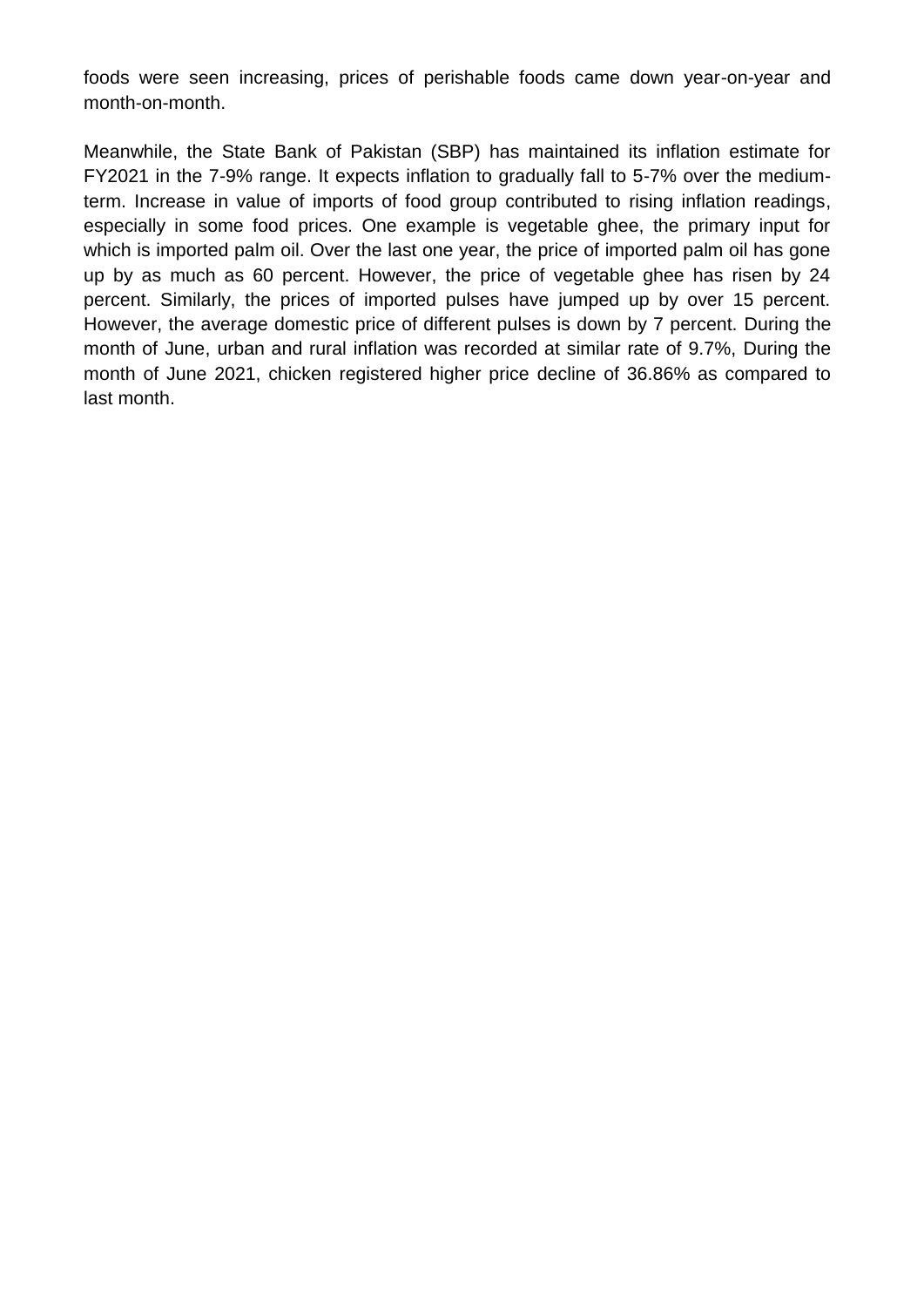foods were seen increasing, prices of perishable foods came down year-on-year and month-on-month.

Meanwhile, the State Bank of Pakistan (SBP) has maintained its inflation estimate for FY2021 in the 7-9% range. It expects inflation to gradually fall to 5-7% over the medium-term. Increase in value of imports of food group contributed to rising inflation readings, especially in some food prices. One example is vegetable ghee, the primary input for which is imported palm oil. Over the last one year, the price of imported palm oil has gone up by as much as 60 percent. However, the price of vegetable ghee has risen by 24 percent. Similarly, the prices of imported pulses have jumped up by over 15 percent. However, the average domestic price of different pulses is down by 7 percent. During the month of June, urban and rural inflation was recorded at similar rate of 9.7%, During the month of June 2021, chicken registered higher price decline of 36.86% as compared to last month.